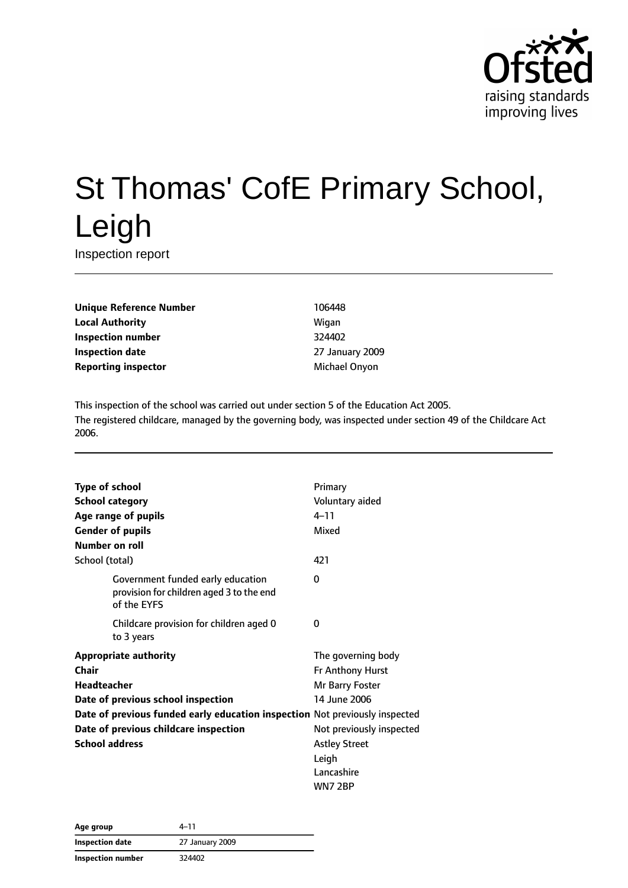# St Thomas' CofE Primary School, Leigh

Inspection report

| | |
|---|---|
| **Unique Reference Number** | 106448 |
| **Local Authority** | Wigan |
| **Inspection number** | 324402 |
| **Inspection date** | 27 January 2009 |
| **Reporting inspector** | Michael Onyon |

This inspection of the school was carried out under section 5 of the Education Act 2005.
The registered childcare, managed by the governing body, was inspected under section 49 of the Childcare Act 2006.

| | |
|---|---|
| **Type of school** | Primary |
| **School category** | Voluntary aided |
| **Age range of pupils** | 4–11 |
| **Gender of pupils** | Mixed |
| **Number on roll** | |
| School (total) | 421 |
| Government funded early education provision for children aged 3 to the end of the EYFS | 0 |
| Childcare provision for children aged 0 to 3 years | 0 |
| **Appropriate authority** | The governing body |
| **Chair** | Fr Anthony Hurst |
| **Headteacher** | Mr Barry Foster |
| **Date of previous school inspection** | 14 June 2006 |
| **Date of previous funded early education inspection** | Not previously inspected |
| **Date of previous childcare inspection** | Not previously inspected |
| **School address** | Astley Street<br>Leigh<br>Lancashire<br>WN7 2BP |

| | |
|---|---|
| **Age group** | 4–11 |
| **Inspection date** | 27 January 2009 |
| **Inspection number** | 324402 |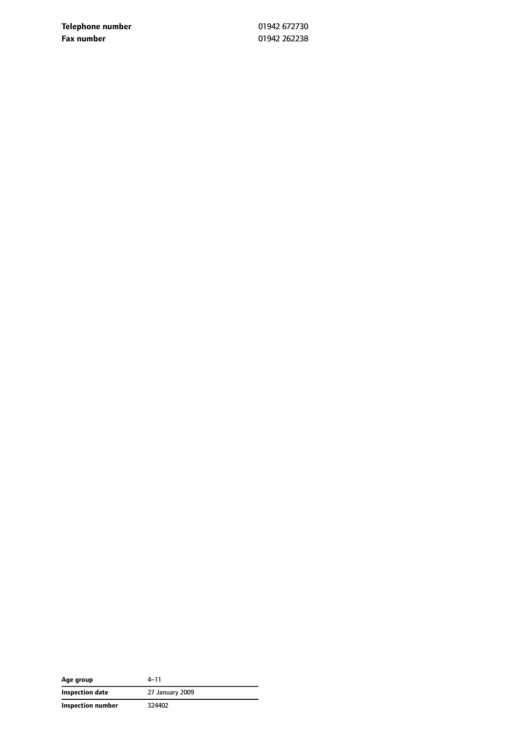| | |
|---|---|
| **Telephone number** | 01942 672730 |
| **Fax number** | 01942 262238 |

| | |
|---|---|
| **Age group** | 4–11 |
| **Inspection date** | 27 January 2009 |
| **Inspection number** | 324402 |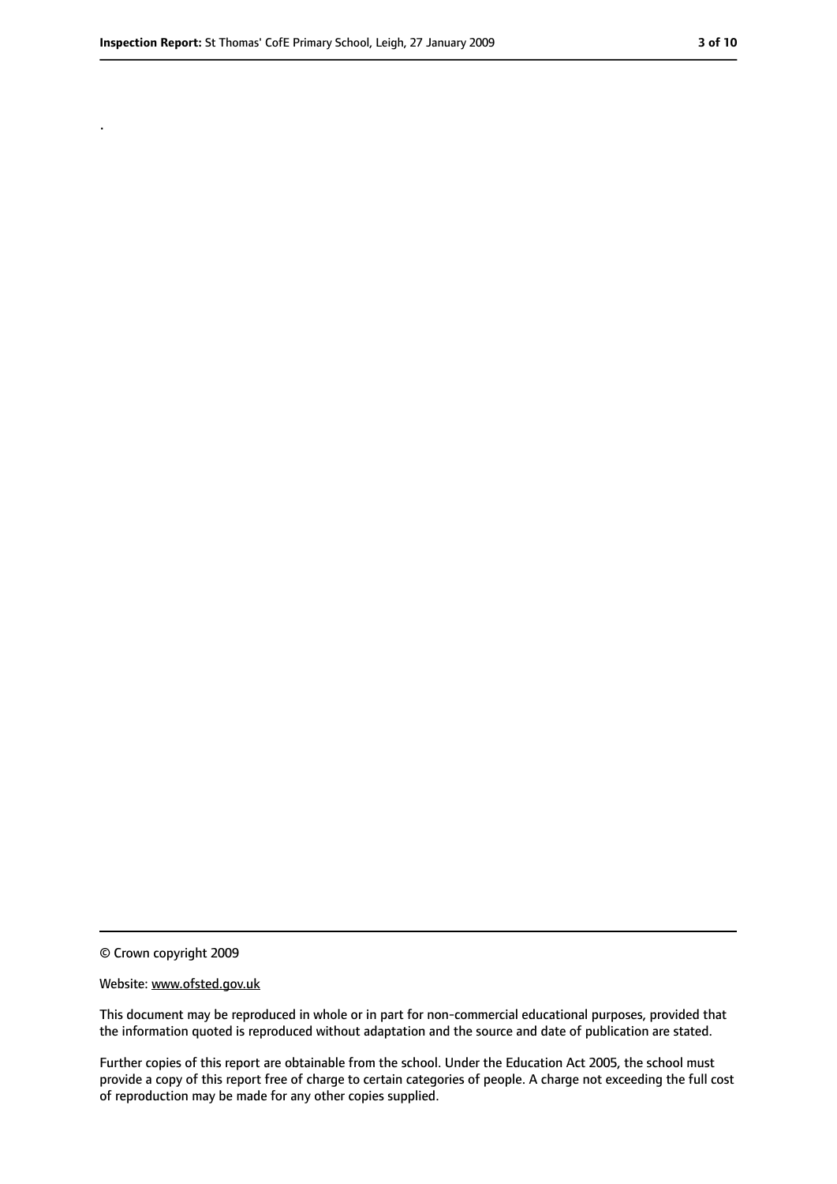.

© Crown copyright 2009

Website: www.ofsted.gov.uk

This document may be reproduced in whole or in part for non-commercial educational purposes, provided that the information quoted is reproduced without adaptation and the source and date of publication are stated.

Further copies of this report are obtainable from the school. Under the Education Act 2005, the school must provide a copy of this report free of charge to certain categories of people. A charge not exceeding the full cost of reproduction may be made for any other copies supplied.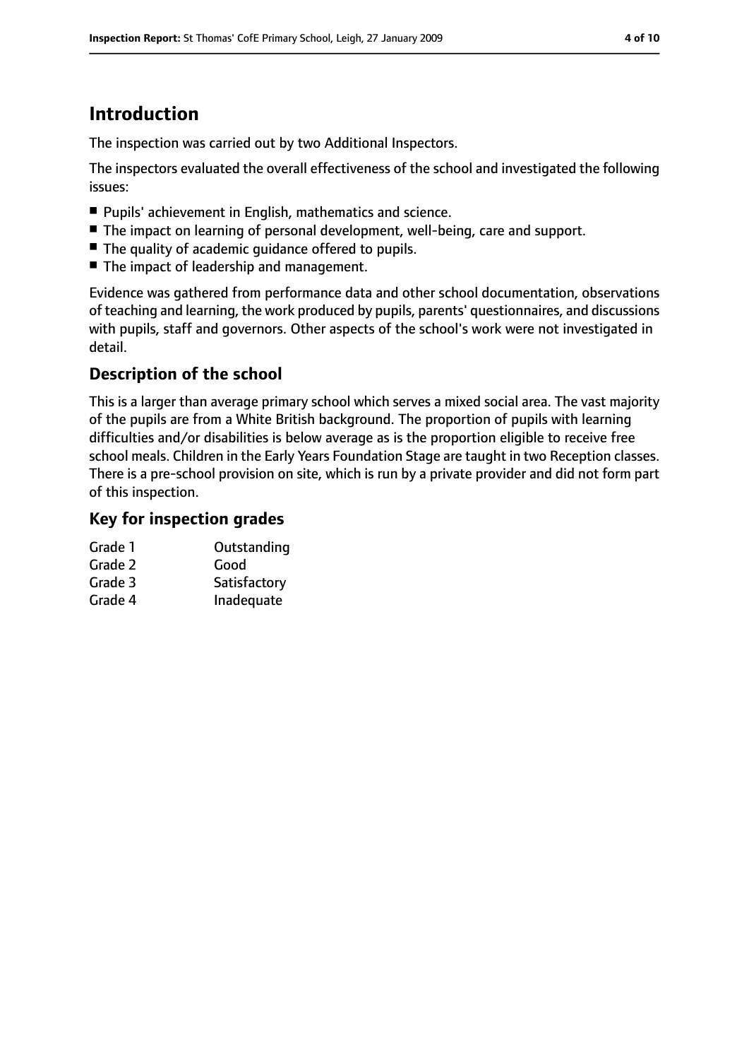# Introduction

The inspection was carried out by two Additional Inspectors.

The inspectors evaluated the overall effectiveness of the school and investigated the following issues:

- Pupils' achievement in English, mathematics and science.
- The impact on learning of personal development, well-being, care and support.
- The quality of academic guidance offered to pupils.
- The impact of leadership and management.

Evidence was gathered from performance data and other school documentation, observations of teaching and learning, the work produced by pupils, parents' questionnaires, and discussions with pupils, staff and governors. Other aspects of the school's work were not investigated in detail.

## Description of the school

This is a larger than average primary school which serves a mixed social area. The vast majority of the pupils are from a White British background. The proportion of pupils with learning difficulties and/or disabilities is below average as is the proportion eligible to receive free school meals. Children in the Early Years Foundation Stage are taught in two Reception classes. There is a pre-school provision on site, which is run by a private provider and did not form part of this inspection.

## Key for inspection grades

| | |
|---|---|
| Grade 1 | Outstanding |
| Grade 2 | Good |
| Grade 3 | Satisfactory |
| Grade 4 | Inadequate |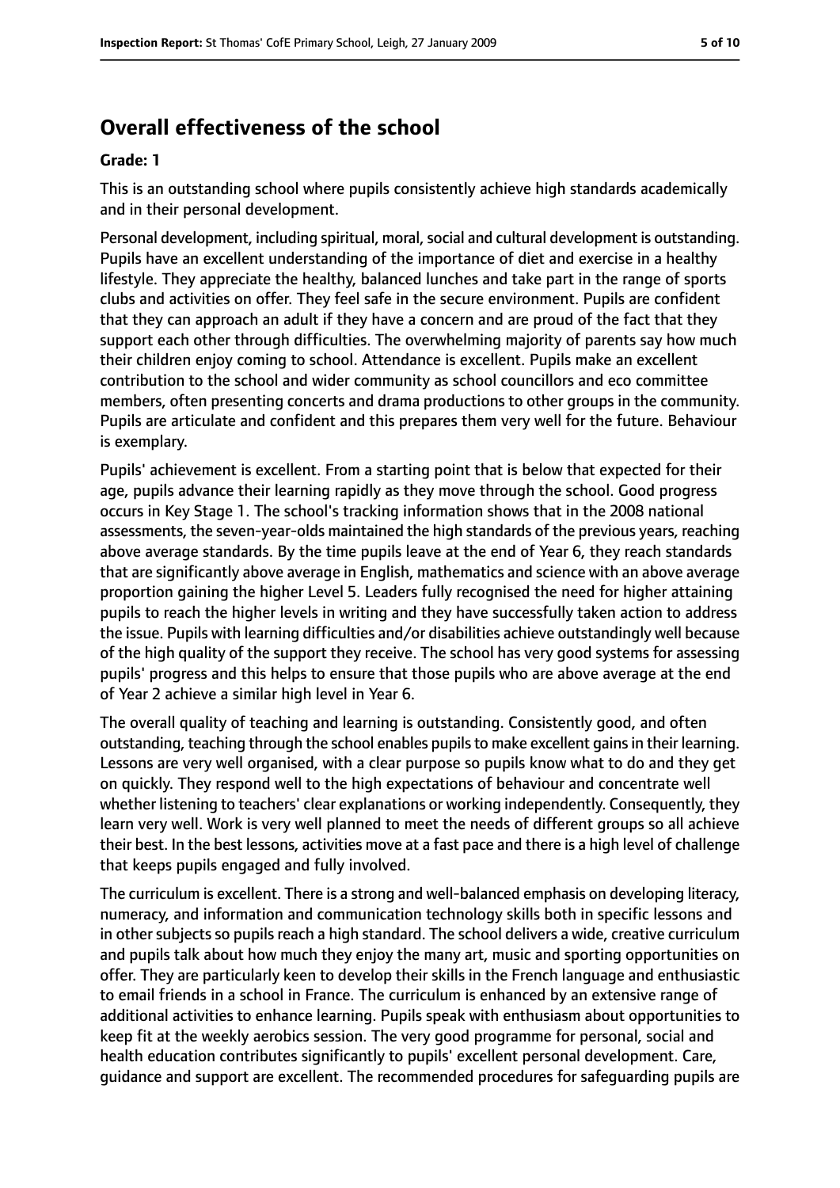## Overall effectiveness of the school

**Grade: 1**

This is an outstanding school where pupils consistently achieve high standards academically and in their personal development.

Personal development, including spiritual, moral, social and cultural development is outstanding. Pupils have an excellent understanding of the importance of diet and exercise in a healthy lifestyle. They appreciate the healthy, balanced lunches and take part in the range of sports clubs and activities on offer. They feel safe in the secure environment. Pupils are confident that they can approach an adult if they have a concern and are proud of the fact that they support each other through difficulties. The overwhelming majority of parents say how much their children enjoy coming to school. Attendance is excellent. Pupils make an excellent contribution to the school and wider community as school councillors and eco committee members, often presenting concerts and drama productions to other groups in the community. Pupils are articulate and confident and this prepares them very well for the future. Behaviour is exemplary.

Pupils' achievement is excellent. From a starting point that is below that expected for their age, pupils advance their learning rapidly as they move through the school. Good progress occurs in Key Stage 1. The school's tracking information shows that in the 2008 national assessments, the seven-year-olds maintained the high standards of the previous years, reaching above average standards. By the time pupils leave at the end of Year 6, they reach standards that are significantly above average in English, mathematics and science with an above average proportion gaining the higher Level 5. Leaders fully recognised the need for higher attaining pupils to reach the higher levels in writing and they have successfully taken action to address the issue. Pupils with learning difficulties and/or disabilities achieve outstandingly well because of the high quality of the support they receive. The school has very good systems for assessing pupils' progress and this helps to ensure that those pupils who are above average at the end of Year 2 achieve a similar high level in Year 6.

The overall quality of teaching and learning is outstanding. Consistently good, and often outstanding, teaching through the school enables pupils to make excellent gains in their learning. Lessons are very well organised, with a clear purpose so pupils know what to do and they get on quickly. They respond well to the high expectations of behaviour and concentrate well whether listening to teachers' clear explanations or working independently. Consequently, they learn very well. Work is very well planned to meet the needs of different groups so all achieve their best. In the best lessons, activities move at a fast pace and there is a high level of challenge that keeps pupils engaged and fully involved.

The curriculum is excellent. There is a strong and well-balanced emphasis on developing literacy, numeracy, and information and communication technology skills both in specific lessons and in other subjects so pupils reach a high standard. The school delivers a wide, creative curriculum and pupils talk about how much they enjoy the many art, music and sporting opportunities on offer. They are particularly keen to develop their skills in the French language and enthusiastic to email friends in a school in France. The curriculum is enhanced by an extensive range of additional activities to enhance learning. Pupils speak with enthusiasm about opportunities to keep fit at the weekly aerobics session. The very good programme for personal, social and health education contributes significantly to pupils' excellent personal development. Care, guidance and support are excellent. The recommended procedures for safeguarding pupils are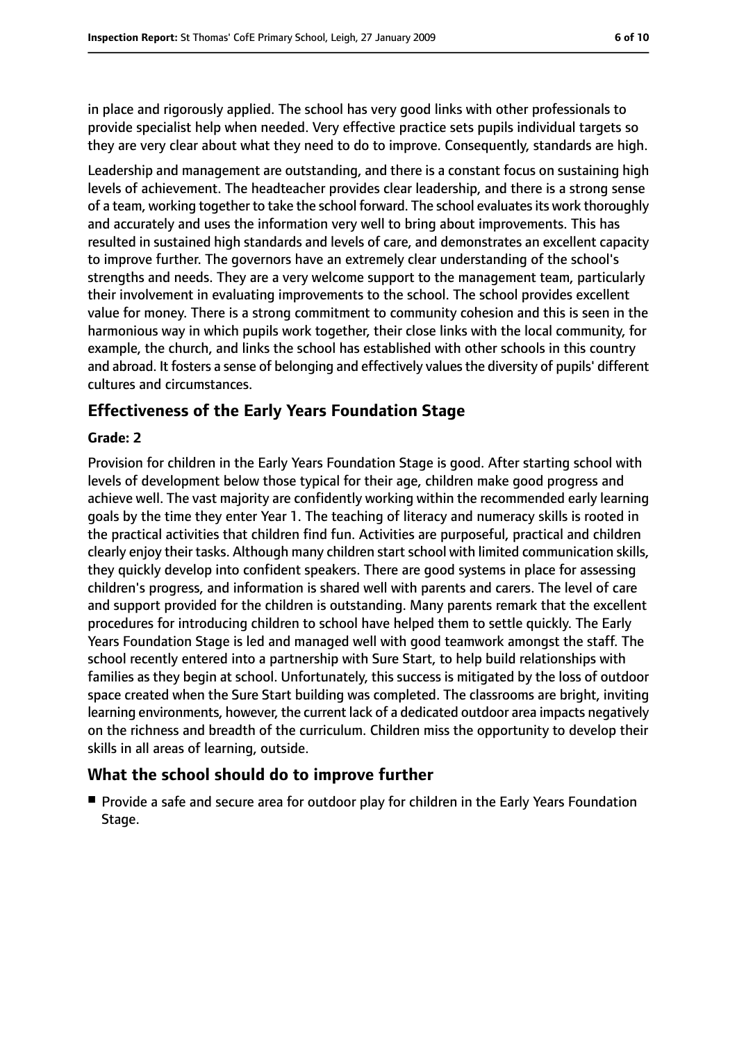in place and rigorously applied. The school has very good links with other professionals to provide specialist help when needed. Very effective practice sets pupils individual targets so they are very clear about what they need to do to improve. Consequently, standards are high.

Leadership and management are outstanding, and there is a constant focus on sustaining high levels of achievement. The headteacher provides clear leadership, and there is a strong sense of a team, working together to take the school forward. The school evaluates its work thoroughly and accurately and uses the information very well to bring about improvements. This has resulted in sustained high standards and levels of care, and demonstrates an excellent capacity to improve further. The governors have an extremely clear understanding of the school's strengths and needs. They are a very welcome support to the management team, particularly their involvement in evaluating improvements to the school. The school provides excellent value for money. There is a strong commitment to community cohesion and this is seen in the harmonious way in which pupils work together, their close links with the local community, for example, the church, and links the school has established with other schools in this country and abroad. It fosters a sense of belonging and effectively values the diversity of pupils' different cultures and circumstances.

## Effectiveness of the Early Years Foundation Stage

**Grade: 2**

Provision for children in the Early Years Foundation Stage is good. After starting school with levels of development below those typical for their age, children make good progress and achieve well. The vast majority are confidently working within the recommended early learning goals by the time they enter Year 1. The teaching of literacy and numeracy skills is rooted in the practical activities that children find fun. Activities are purposeful, practical and children clearly enjoy their tasks. Although many children start school with limited communication skills, they quickly develop into confident speakers. There are good systems in place for assessing children's progress, and information is shared well with parents and carers. The level of care and support provided for the children is outstanding. Many parents remark that the excellent procedures for introducing children to school have helped them to settle quickly. The Early Years Foundation Stage is led and managed well with good teamwork amongst the staff. The school recently entered into a partnership with Sure Start, to help build relationships with families as they begin at school. Unfortunately, this success is mitigated by the loss of outdoor space created when the Sure Start building was completed. The classrooms are bright, inviting learning environments, however, the current lack of a dedicated outdoor area impacts negatively on the richness and breadth of the curriculum. Children miss the opportunity to develop their skills in all areas of learning, outside.

## What the school should do to improve further

- Provide a safe and secure area for outdoor play for children in the Early Years Foundation Stage.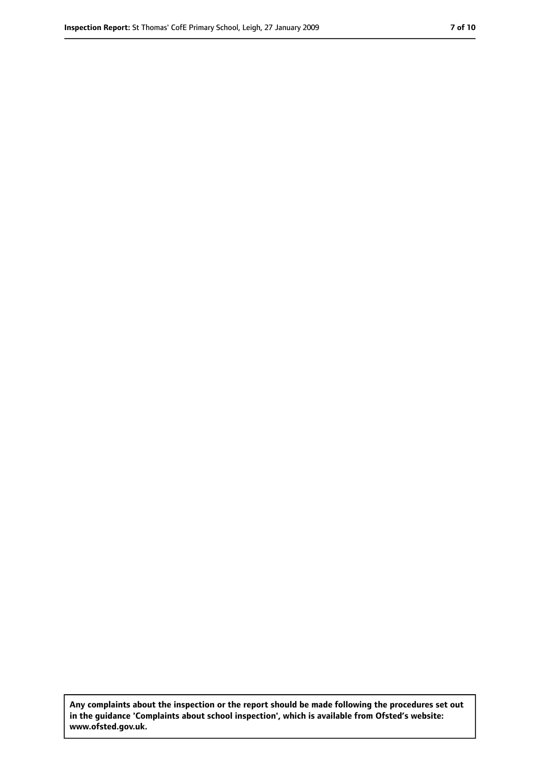**Any complaints about the inspection or the report should be made following the procedures set out in the guidance 'Complaints about school inspection', which is available from Ofsted's website: www.ofsted.gov.uk.**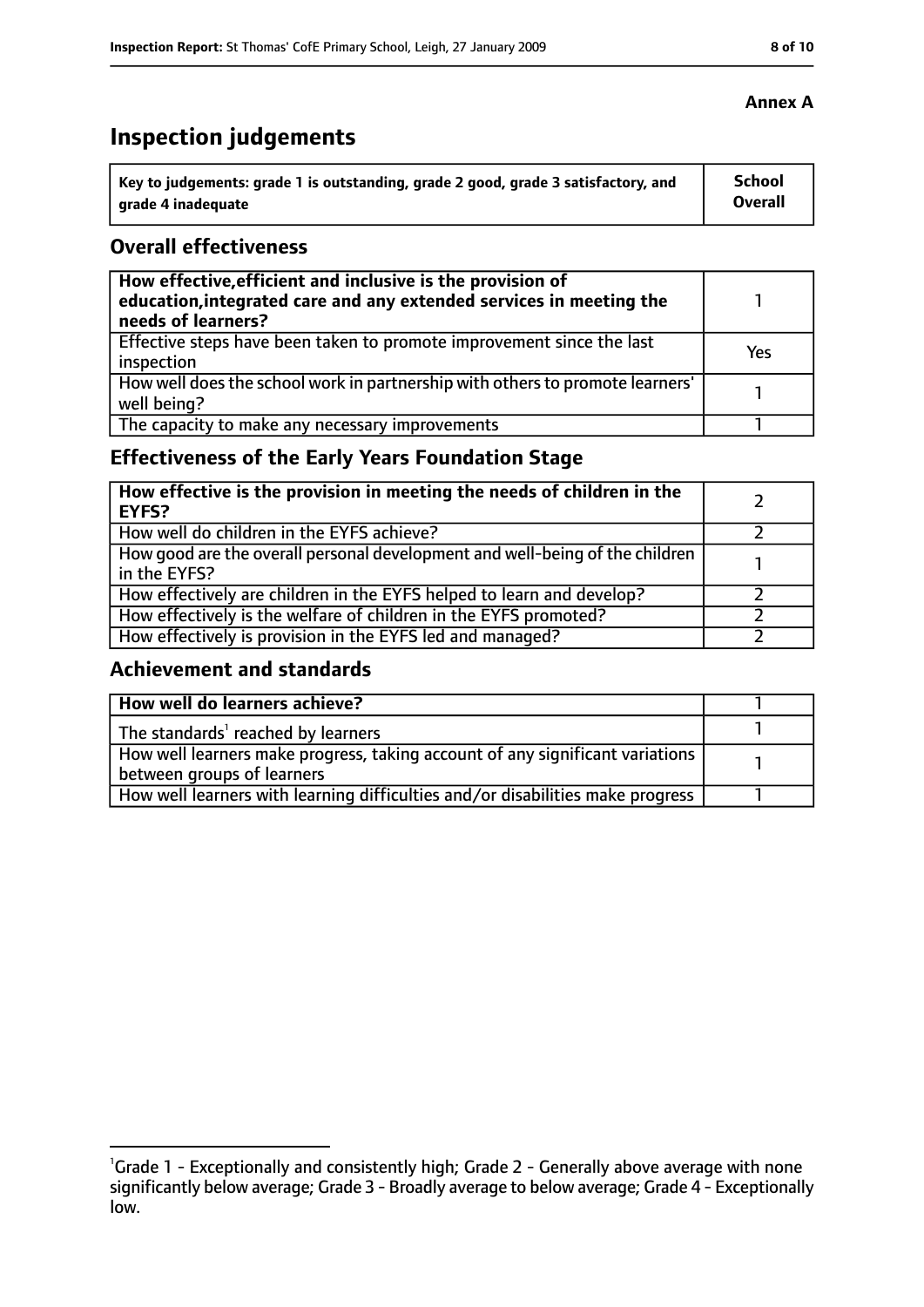**Annex A**

# Inspection judgements

| Key to judgements: grade 1 is outstanding, grade 2 good, grade 3 satisfactory, and grade 4 inadequate | School Overall |
|---|---|

## Overall effectiveness

| | |
|---|---|
| **How effective, efficient and inclusive is the provision of education, integrated care and any extended services in meeting the needs of learners?** | 1 |
| Effective steps have been taken to promote improvement since the last inspection | Yes |
| How well does the school work in partnership with others to promote learners' well being? | 1 |
| The capacity to make any necessary improvements | 1 |

## Effectiveness of the Early Years Foundation Stage

| | |
|---|---|
| **How effective is the provision in meeting the needs of children in the EYFS?** | 2 |
| How well do children in the EYFS achieve? | 2 |
| How good are the overall personal development and well-being of the children in the EYFS? | 1 |
| How effectively are children in the EYFS helped to learn and develop? | 2 |
| How effectively is the welfare of children in the EYFS promoted? | 2 |
| How effectively is provision in the EYFS led and managed? | 2 |

## Achievement and standards

| | |
|---|---|
| **How well do learners achieve?** | 1 |
| The standards[1] reached by learners | 1 |
| How well learners make progress, taking account of any significant variations between groups of learners | 1 |
| How well learners with learning difficulties and/or disabilities make progress | 1 |

[1] Grade 1 - Exceptionally and consistently high; Grade 2 - Generally above average with none significantly below average; Grade 3 - Broadly average to below average; Grade 4 - Exceptionally low.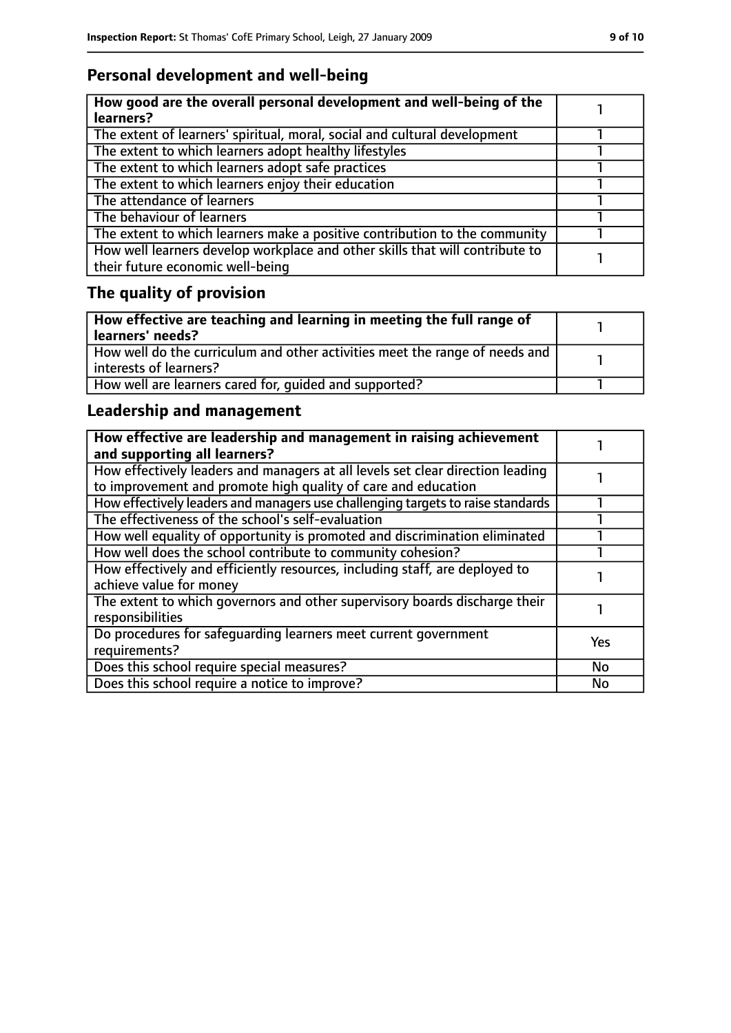## Personal development and well-being

| How good are the overall personal development and well-being of the learners? | 1 |
|---|---|
| The extent of learners' spiritual, moral, social and cultural development | 1 |
| The extent to which learners adopt healthy lifestyles | 1 |
| The extent to which learners adopt safe practices | 1 |
| The extent to which learners enjoy their education | 1 |
| The attendance of learners | 1 |
| The behaviour of learners | 1 |
| The extent to which learners make a positive contribution to the community | 1 |
| How well learners develop workplace and other skills that will contribute to their future economic well-being | 1 |

## The quality of provision

| How effective are teaching and learning in meeting the full range of learners' needs? | 1 |
|---|---|
| How well do the curriculum and other activities meet the range of needs and interests of learners? | 1 |
| How well are learners cared for, guided and supported? | 1 |

## Leadership and management

| How effective are leadership and management in raising achievement and supporting all learners? | 1 |
|---|---|
| How effectively leaders and managers at all levels set clear direction leading to improvement and promote high quality of care and education | 1 |
| How effectively leaders and managers use challenging targets to raise standards | 1 |
| The effectiveness of the school's self-evaluation | 1 |
| How well equality of opportunity is promoted and discrimination eliminated | 1 |
| How well does the school contribute to community cohesion? | 1 |
| How effectively and efficiently resources, including staff, are deployed to achieve value for money | 1 |
| The extent to which governors and other supervisory boards discharge their responsibilities | 1 |
| Do procedures for safeguarding learners meet current government requirements? | Yes |
| Does this school require special measures? | No |
| Does this school require a notice to improve? | No |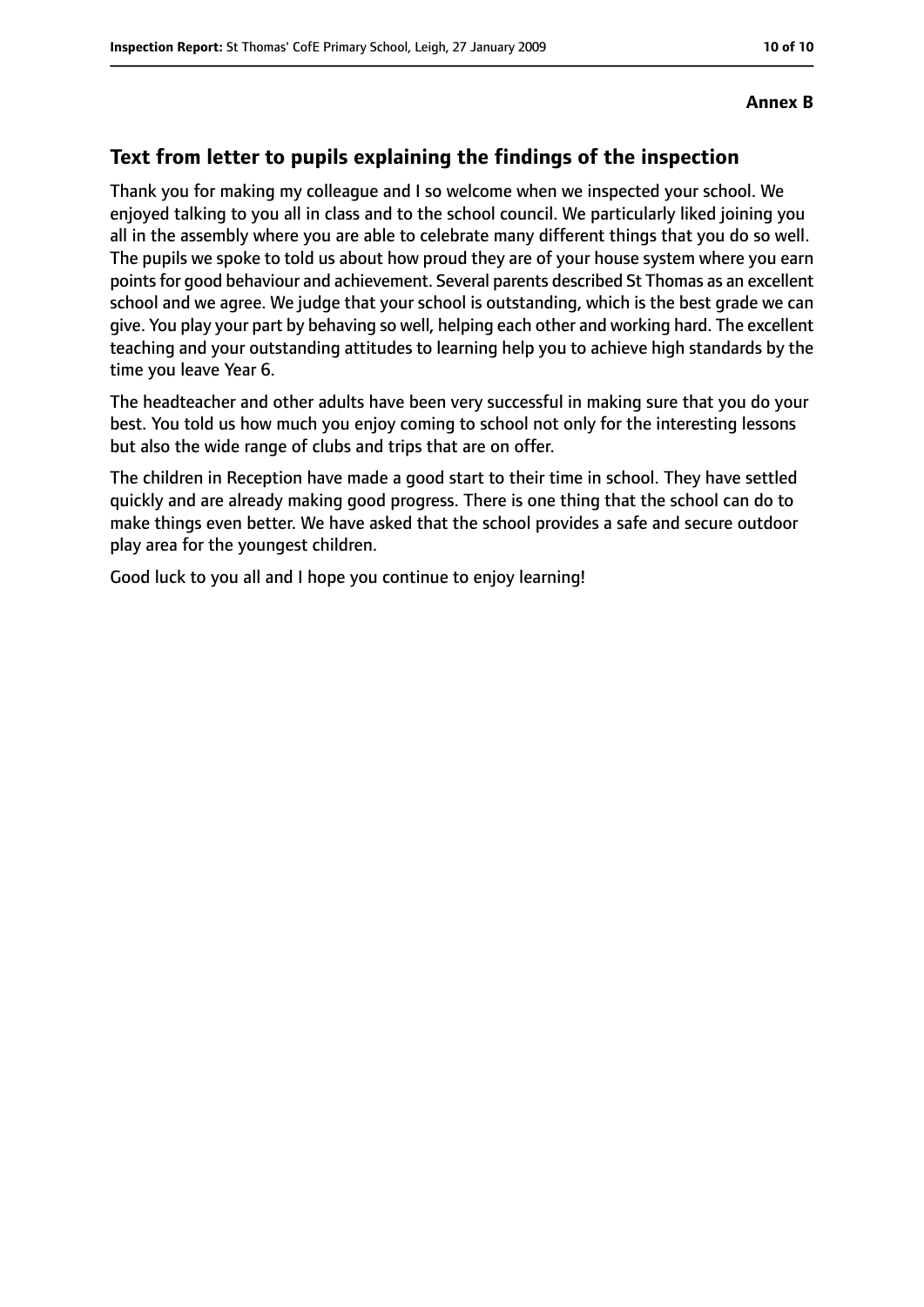**Annex B**

## Text from letter to pupils explaining the findings of the inspection

Thank you for making my colleague and I so welcome when we inspected your school. We enjoyed talking to you all in class and to the school council. We particularly liked joining you all in the assembly where you are able to celebrate many different things that you do so well. The pupils we spoke to told us about how proud they are of your house system where you earn points for good behaviour and achievement. Several parents described St Thomas as an excellent school and we agree. We judge that your school is outstanding, which is the best grade we can give. You play your part by behaving so well, helping each other and working hard. The excellent teaching and your outstanding attitudes to learning help you to achieve high standards by the time you leave Year 6.

The headteacher and other adults have been very successful in making sure that you do your best. You told us how much you enjoy coming to school not only for the interesting lessons but also the wide range of clubs and trips that are on offer.

The children in Reception have made a good start to their time in school. They have settled quickly and are already making good progress. There is one thing that the school can do to make things even better. We have asked that the school provides a safe and secure outdoor play area for the youngest children.

Good luck to you all and I hope you continue to enjoy learning!